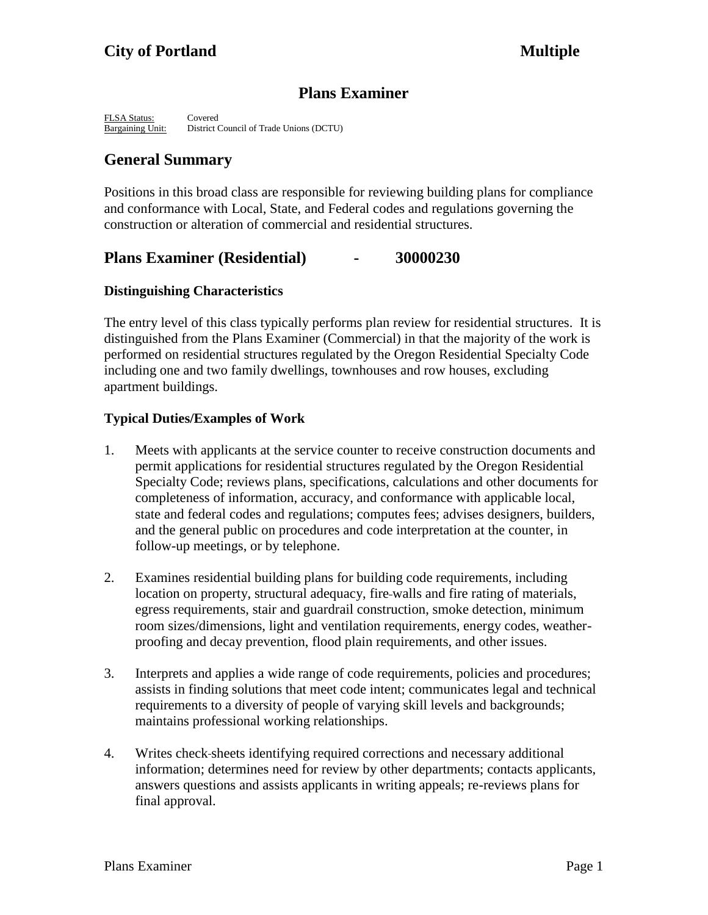# City of Portland Multiple

## Plans Examiner

FLSA Status: Covered
Bargaining Unit: District Council of Trade Unions (DCTU)

## General Summary

Positions in this broad class are responsible for reviewing building plans for compliance and conformance with Local, State, and Federal codes and regulations governing the construction or alteration of commercial and residential structures.

## Plans Examiner (Residential) - 30000230

### Distinguishing Characteristics

The entry level of this class typically performs plan review for residential structures. It is distinguished from the Plans Examiner (Commercial) in that the majority of the work is performed on residential structures regulated by the Oregon Residential Specialty Code including one and two family dwellings, townhouses and row houses, excluding apartment buildings.

### Typical Duties/Examples of Work

1. Meets with applicants at the service counter to receive construction documents and permit applications for residential structures regulated by the Oregon Residential Specialty Code; reviews plans, specifications, calculations and other documents for completeness of information, accuracy, and conformance with applicable local, state and federal codes and regulations; computes fees; advises designers, builders, and the general public on procedures and code interpretation at the counter, in follow-up meetings, or by telephone.

2. Examines residential building plans for building code requirements, including location on property, structural adequacy, fire-walls and fire rating of materials, egress requirements, stair and guardrail construction, smoke detection, minimum room sizes/dimensions, light and ventilation requirements, energy codes, weather-proofing and decay prevention, flood plain requirements, and other issues.

3. Interprets and applies a wide range of code requirements, policies and procedures; assists in finding solutions that meet code intent; communicates legal and technical requirements to a diversity of people of varying skill levels and backgrounds; maintains professional working relationships.

4. Writes check-sheets identifying required corrections and necessary additional information; determines need for review by other departments; contacts applicants, answers questions and assists applicants in writing appeals; re-reviews plans for final approval.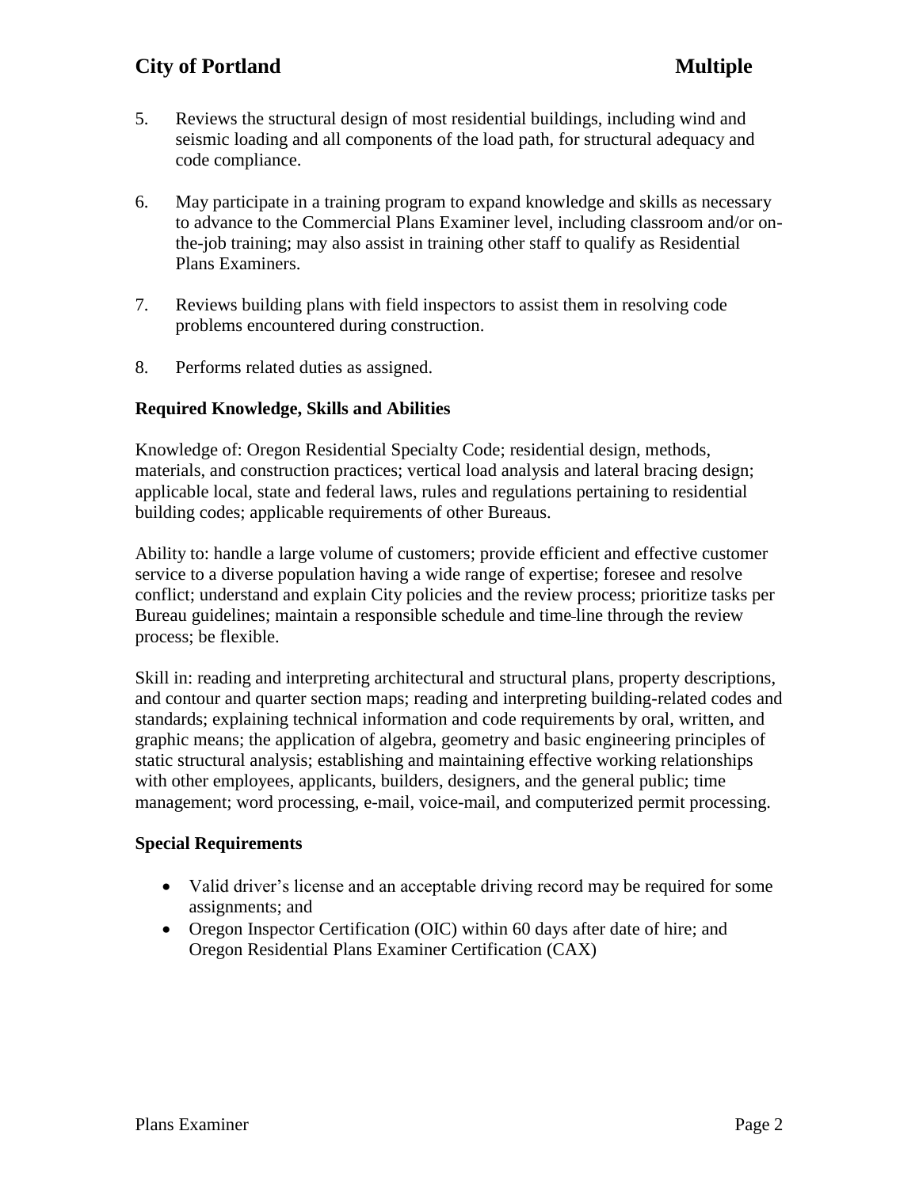5. Reviews the structural design of most residential buildings, including wind and seismic loading and all components of the load path, for structural adequacy and code compliance.

6. May participate in a training program to expand knowledge and skills as necessary to advance to the Commercial Plans Examiner level, including classroom and/or on-the-job training; may also assist in training other staff to qualify as Residential Plans Examiners.

7. Reviews building plans with field inspectors to assist them in resolving code problems encountered during construction.

8. Performs related duties as assigned.

**Required Knowledge, Skills and Abilities**

Knowledge of: Oregon Residential Specialty Code; residential design, methods, materials, and construction practices; vertical load analysis and lateral bracing design; applicable local, state and federal laws, rules and regulations pertaining to residential building codes; applicable requirements of other Bureaus.

Ability to: handle a large volume of customers; provide efficient and effective customer service to a diverse population having a wide range of expertise; foresee and resolve conflict; understand and explain City policies and the review process; prioritize tasks per Bureau guidelines; maintain a responsible schedule and time-line through the review process; be flexible.

Skill in: reading and interpreting architectural and structural plans, property descriptions, and contour and quarter section maps; reading and interpreting building-related codes and standards; explaining technical information and code requirements by oral, written, and graphic means; the application of algebra, geometry and basic engineering principles of static structural analysis; establishing and maintaining effective working relationships with other employees, applicants, builders, designers, and the general public; time management; word processing, e-mail, voice-mail, and computerized permit processing.

**Special Requirements**

- Valid driver's license and an acceptable driving record may be required for some assignments; and
- Oregon Inspector Certification (OIC) within 60 days after date of hire; and Oregon Residential Plans Examiner Certification (CAX)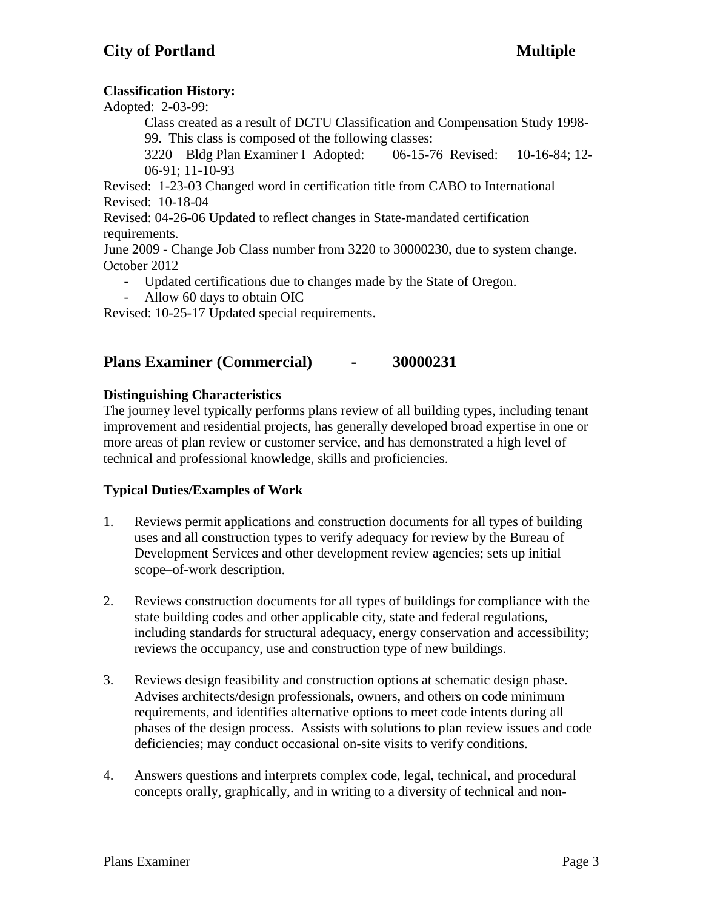**Classification History:**

Adopted: 2-03-99:

Class created as a result of DCTU Classification and Compensation Study 1998-99. This class is composed of the following classes:

3220 Bldg Plan Examiner I Adopted: 06-15-76 Revised: 10-16-84; 12-06-91; 11-10-93

Revised: 1-23-03 Changed word in certification title from CABO to International

Revised: 10-18-04

Revised: 04-26-06 Updated to reflect changes in State-mandated certification requirements.

June 2009 - Change Job Class number from 3220 to 30000230, due to system change.

October 2012

- Updated certifications due to changes made by the State of Oregon.
- Allow 60 days to obtain OIC

Revised: 10-25-17 Updated special requirements.

## Plans Examiner (Commercial) - 30000231

**Distinguishing Characteristics**

The journey level typically performs plans review of all building types, including tenant improvement and residential projects, has generally developed broad expertise in one or more areas of plan review or customer service, and has demonstrated a high level of technical and professional knowledge, skills and proficiencies.

**Typical Duties/Examples of Work**

1. Reviews permit applications and construction documents for all types of building uses and all construction types to verify adequacy for review by the Bureau of Development Services and other development review agencies; sets up initial scope–of-work description.

2. Reviews construction documents for all types of buildings for compliance with the state building codes and other applicable city, state and federal regulations, including standards for structural adequacy, energy conservation and accessibility; reviews the occupancy, use and construction type of new buildings.

3. Reviews design feasibility and construction options at schematic design phase. Advises architects/design professionals, owners, and others on code minimum requirements, and identifies alternative options to meet code intents during all phases of the design process. Assists with solutions to plan review issues and code deficiencies; may conduct occasional on-site visits to verify conditions.

4. Answers questions and interprets complex code, legal, technical, and procedural concepts orally, graphically, and in writing to a diversity of technical and non-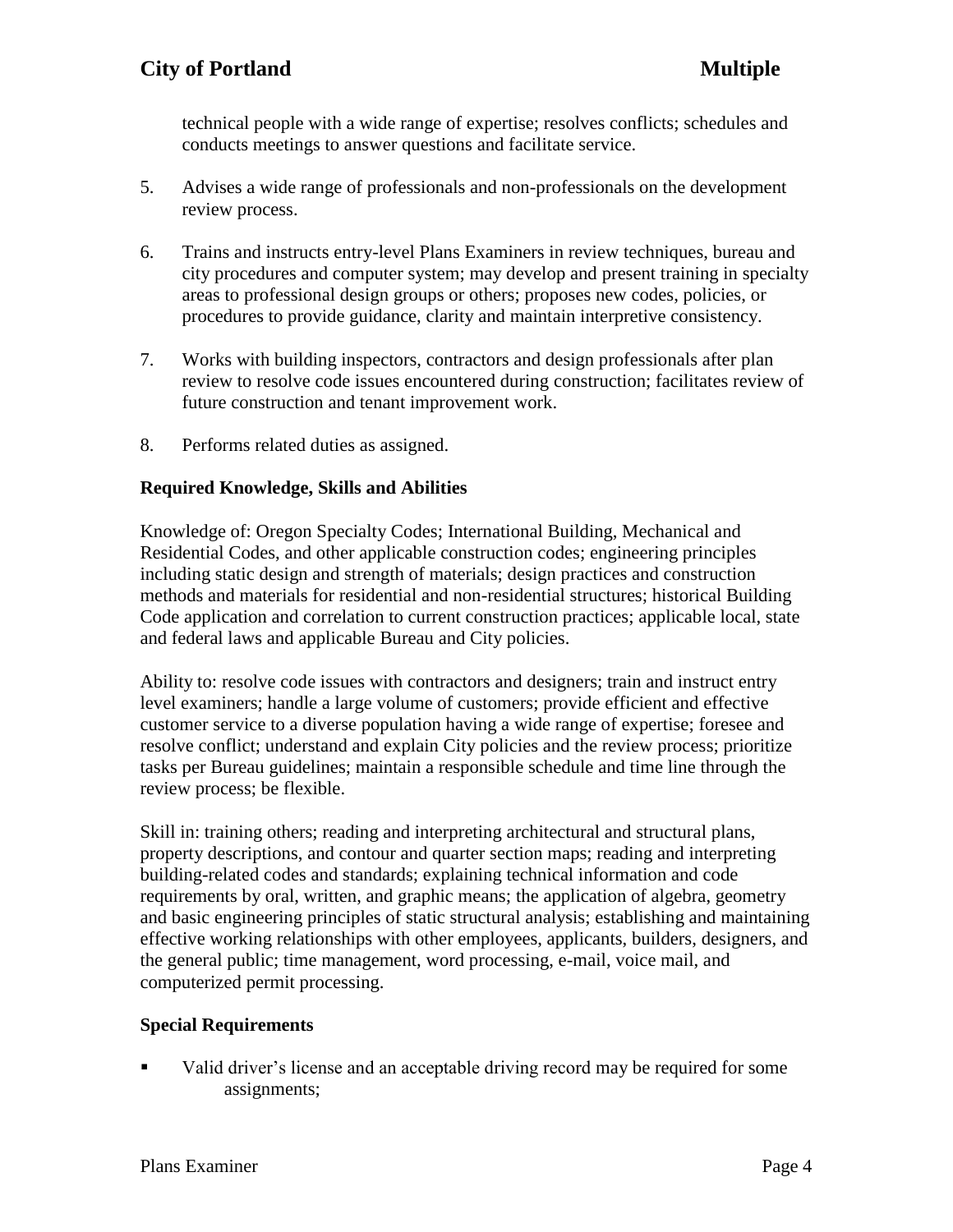technical people with a wide range of expertise; resolves conflicts; schedules and conducts meetings to answer questions and facilitate service.

5. Advises a wide range of professionals and non-professionals on the development review process.

6. Trains and instructs entry-level Plans Examiners in review techniques, bureau and city procedures and computer system; may develop and present training in specialty areas to professional design groups or others; proposes new codes, policies, or procedures to provide guidance, clarity and maintain interpretive consistency.

7. Works with building inspectors, contractors and design professionals after plan review to resolve code issues encountered during construction; facilitates review of future construction and tenant improvement work.

8. Performs related duties as assigned.

### Required Knowledge, Skills and Abilities

Knowledge of: Oregon Specialty Codes; International Building, Mechanical and Residential Codes, and other applicable construction codes; engineering principles including static design and strength of materials; design practices and construction methods and materials for residential and non-residential structures; historical Building Code application and correlation to current construction practices; applicable local, state and federal laws and applicable Bureau and City policies.

Ability to: resolve code issues with contractors and designers; train and instruct entry level examiners; handle a large volume of customers; provide efficient and effective customer service to a diverse population having a wide range of expertise; foresee and resolve conflict; understand and explain City policies and the review process; prioritize tasks per Bureau guidelines; maintain a responsible schedule and time line through the review process; be flexible.

Skill in: training others; reading and interpreting architectural and structural plans, property descriptions, and contour and quarter section maps; reading and interpreting building-related codes and standards; explaining technical information and code requirements by oral, written, and graphic means; the application of algebra, geometry and basic engineering principles of static structural analysis; establishing and maintaining effective working relationships with other employees, applicants, builders, designers, and the general public; time management, word processing, e-mail, voice mail, and computerized permit processing.

### Special Requirements

- Valid driver's license and an acceptable driving record may be required for some assignments;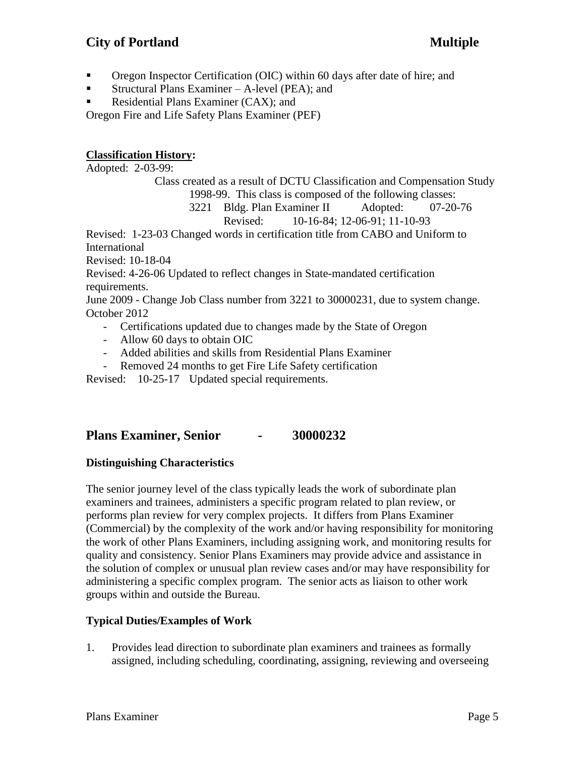- Oregon Inspector Certification (OIC) within 60 days after date of hire; and
- Structural Plans Examiner – A-level (PEA); and
- Residential Plans Examiner (CAX); and

Oregon Fire and Life Safety Plans Examiner (PEF)

**Classification History:**

Adopted: 2-03-99:

Class created as a result of DCTU Classification and Compensation Study 1998-99. This class is composed of the following classes:

3221 Bldg. Plan Examiner II Adopted: 07-20-76
Revised: 10-16-84; 12-06-91; 11-10-93

Revised: 1-23-03 Changed words in certification title from CABO and Uniform to International

Revised: 10-18-04

Revised: 4-26-06 Updated to reflect changes in State-mandated certification requirements.

June 2009 - Change Job Class number from 3221 to 30000231, due to system change.

October 2012

- Certifications updated due to changes made by the State of Oregon
- Allow 60 days to obtain OIC
- Added abilities and skills from Residential Plans Examiner
- Removed 24 months to get Fire Life Safety certification

Revised: 10-25-17 Updated special requirements.

## Plans Examiner, Senior - 30000232

### Distinguishing Characteristics

The senior journey level of the class typically leads the work of subordinate plan examiners and trainees, administers a specific program related to plan review, or performs plan review for very complex projects. It differs from Plans Examiner (Commercial) by the complexity of the work and/or having responsibility for monitoring the work of other Plans Examiners, including assigning work, and monitoring results for quality and consistency. Senior Plans Examiners may provide advice and assistance in the solution of complex or unusual plan review cases and/or may have responsibility for administering a specific complex program. The senior acts as liaison to other work groups within and outside the Bureau.

### Typical Duties/Examples of Work

1. Provides lead direction to subordinate plan examiners and trainees as formally assigned, including scheduling, coordinating, assigning, reviewing and overseeing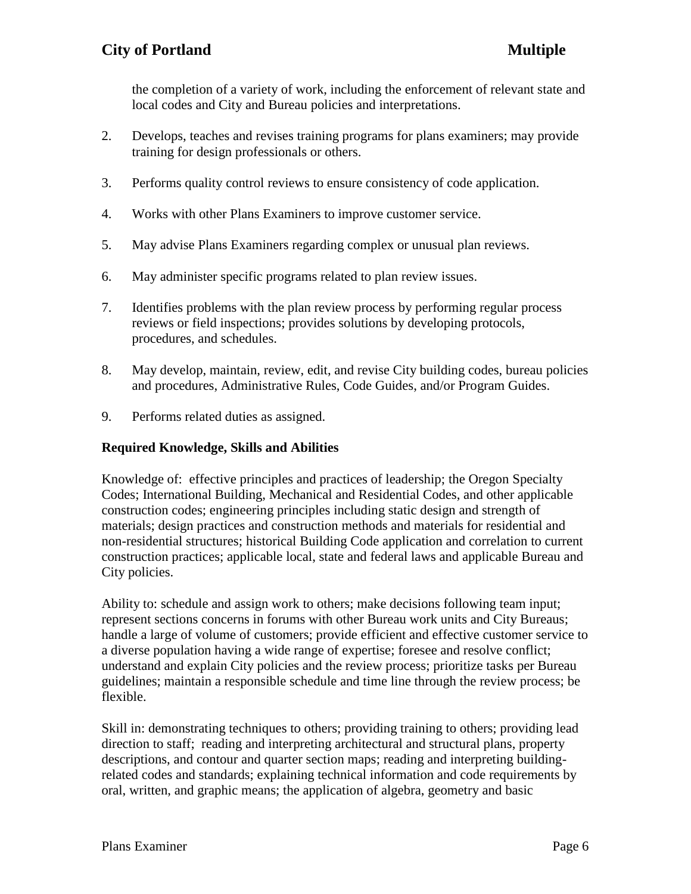the completion of a variety of work, including the enforcement of relevant state and local codes and City and Bureau policies and interpretations.

2. Develops, teaches and revises training programs for plans examiners; may provide training for design professionals or others.

3. Performs quality control reviews to ensure consistency of code application.

4. Works with other Plans Examiners to improve customer service.

5. May advise Plans Examiners regarding complex or unusual plan reviews.

6. May administer specific programs related to plan review issues.

7. Identifies problems with the plan review process by performing regular process reviews or field inspections; provides solutions by developing protocols, procedures, and schedules.

8. May develop, maintain, review, edit, and revise City building codes, bureau policies and procedures, Administrative Rules, Code Guides, and/or Program Guides.

9. Performs related duties as assigned.

**Required Knowledge, Skills and Abilities**

Knowledge of: effective principles and practices of leadership; the Oregon Specialty Codes; International Building, Mechanical and Residential Codes, and other applicable construction codes; engineering principles including static design and strength of materials; design practices and construction methods and materials for residential and non-residential structures; historical Building Code application and correlation to current construction practices; applicable local, state and federal laws and applicable Bureau and City policies.

Ability to: schedule and assign work to others; make decisions following team input; represent sections concerns in forums with other Bureau work units and City Bureaus; handle a large of volume of customers; provide efficient and effective customer service to a diverse population having a wide range of expertise; foresee and resolve conflict; understand and explain City policies and the review process; prioritize tasks per Bureau guidelines; maintain a responsible schedule and time line through the review process; be flexible.

Skill in: demonstrating techniques to others; providing training to others; providing lead direction to staff; reading and interpreting architectural and structural plans, property descriptions, and contour and quarter section maps; reading and interpreting building-related codes and standards; explaining technical information and code requirements by oral, written, and graphic means; the application of algebra, geometry and basic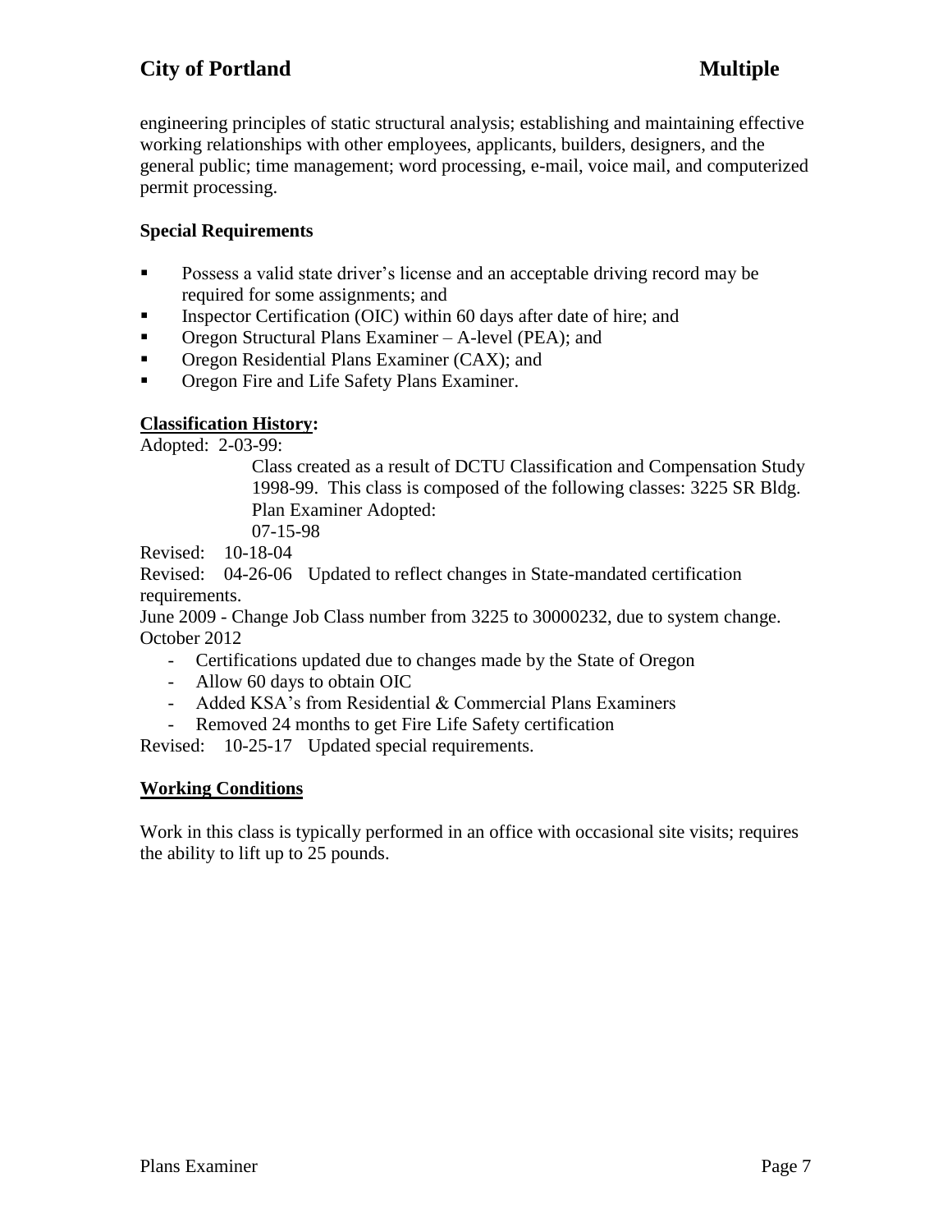engineering principles of static structural analysis; establishing and maintaining effective working relationships with other employees, applicants, builders, designers, and the general public; time management; word processing, e-mail, voice mail, and computerized permit processing.

**Special Requirements**

- Possess a valid state driver's license and an acceptable driving record may be required for some assignments; and
- Inspector Certification (OIC) within 60 days after date of hire; and
- Oregon Structural Plans Examiner – A-level (PEA); and
- Oregon Residential Plans Examiner (CAX); and
- Oregon Fire and Life Safety Plans Examiner.

**Classification History:**

Adopted: 2-03-99:

Class created as a result of DCTU Classification and Compensation Study 1998-99. This class is composed of the following classes: 3225 SR Bldg. Plan Examiner Adopted: 07-15-98

Revised: 10-18-04

Revised: 04-26-06 Updated to reflect changes in State-mandated certification requirements.

June 2009 - Change Job Class number from 3225 to 30000232, due to system change.

October 2012

- Certifications updated due to changes made by the State of Oregon
- Allow 60 days to obtain OIC
- Added KSA's from Residential & Commercial Plans Examiners
- Removed 24 months to get Fire Life Safety certification

Revised: 10-25-17 Updated special requirements.

**Working Conditions**

Work in this class is typically performed in an office with occasional site visits; requires the ability to lift up to 25 pounds.